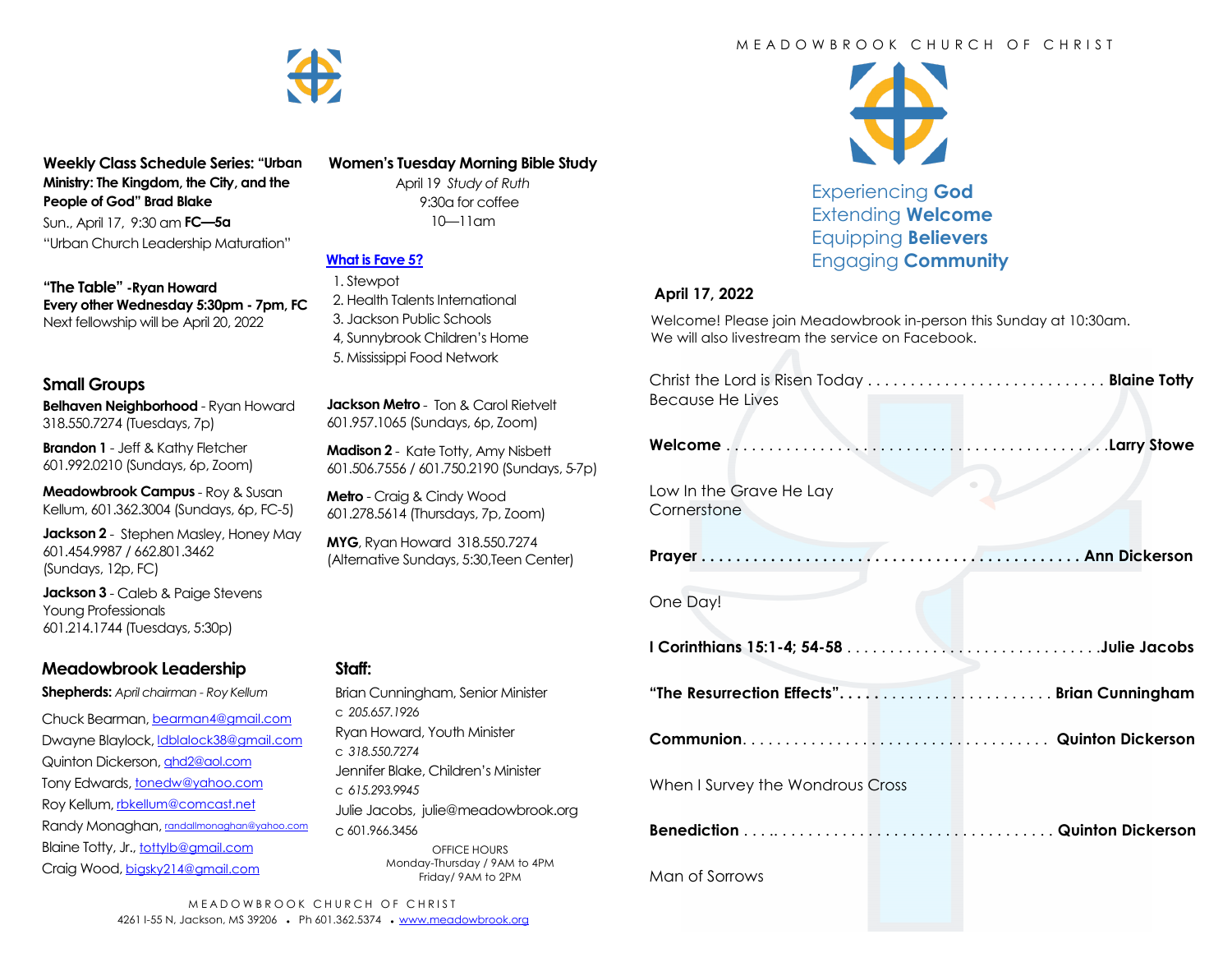**Weekly Class Schedule Series: "Urban Ministry: The Kingdom, the City, and the People of God" Brad Blake**

Sun., April 17, 9:30 am **FC—5a**

"Urban Church Leadership Maturation"

**"The Table" -Ryan Howard**

**Every other Wednesday 5:30pm - 7pm, FC**

Next fellowship will be April 20, 2022

## Small Groups

**Belhaven Neighborhood** - Ryan Howard
318.550.7274 (Tuesdays, 7p)

**Brandon 1** - Jeff & Kathy Fletcher
601.992.0210 (Sundays, 6p, Zoom)

**Meadowbrook Campus** - Roy & Susan Kellum, 601.362.3004 (Sundays, 6p, FC-5)

**Jackson 2** - Stephen Masley, Honey May
601.454.9987 / 662.801.3462
(Sundays, 12p, FC)

**Jackson 3** - Caleb & Paige Stevens
Young Professionals
601.214.1744 (Tuesdays, 5:30p)

**Women's Tuesday Morning Bible Study**

April 19 *Study of Ruth*
9:30a for coffee
10—11am

**What is Fave 5?**

1. Stewpot
2. Health Talents International
3. Jackson Public Schools
4, Sunnybrook Children's Home
5. Mississippi Food Network

**Jackson Metro** - Ton & Carol Rietvelt
601.957.1065 (Sundays, 6p, Zoom)

**Madison 2** - Kate Totty, Amy Nisbett
601.506.7556 / 601.750.2190 (Sundays, 5-7p)

**Metro** - Craig & Cindy Wood
601.278.5614 (Thursdays, 7p, Zoom)

**MYG**, Ryan Howard 318.550.7274
(Alternative Sundays, 5:30,Teen Center)

## Meadowbrook Leadership

**Shepherds:** *April chairman - Roy Kellum*

Chuck Bearman, bearman4@gmail.com
Dwayne Blaylock, ldblalock38@gmail.com
Quinton Dickerson, qhd2@aol.com
Tony Edwards, tonedw@yahoo.com
Roy Kellum, rbkellum@comcast.net
Randy Monaghan, randallmonaghan@yahoo.com
Blaine Totty, Jr., tottylb@gmail.com
Craig Wood, bigsky214@gmail.com

## Staff:

Brian Cunningham, Senior Minister
c *205.657.1926*
Ryan Howard, Youth Minister
c *318.550.7274*
Jennifer Blake, Children's Minister
c *615.293.9945*
Julie Jacobs, julie@meadowbrook.org
c 601.966.3456

OFFICE HOURS
Monday-Thursday / 9AM to 4PM
Friday/ 9AM to 2PM

MEADOWBROOK CHURCH OF CHRIST
4261 I-55 N, Jackson, MS 39206 • Ph 601.362.5374 • www.meadowbrook.org

# MEADOWBROOK CHURCH OF CHRIST

Experiencing **God**
Extending **Welcome**
Equipping **Believers**
Engaging **Community**

**April 17, 2022**

Welcome! Please join Meadowbrook in-person this Sunday at 10:30am.
We will also livestream the service on Facebook.

Christ the Lord is Risen Today . . . . . . . . . . . . . . . . . . . . . . . . . . . . **Blaine Totty**
Because He Lives

**Welcome** . . . . . . . . . . . . . . . . . . . . . . . . . . . . . . . . . . . . . . . . . . . .**Larry Stowe**

Low In the Grave He Lay
Cornerstone

**Prayer** . . . . . . . . . . . . . . . . . . . . . . . . . . . . . . . . . . . . . . . . . . . . **Ann Dickerson**

One Day!

**I Corinthians 15:1-4; 54-58** . . . . . . . . . . . . . . . . . . . . . . . . . . . . . .**Julie Jacobs**

**"The Resurrection Effects"**. . . . . . . . . . . . . . . . . . . . . . . . . **Brian Cunningham**

**Communion**. . . . . . . . . . . . . . . . . . . . . . . . . . . . . . . . . . . . **Quinton Dickerson**

When I Survey the Wondrous Cross

**Benediction** . . . .. . . . . . . . . . . . . . . . . . . . . . . . . . . . . . . . **Quinton Dickerson**

Man of Sorrows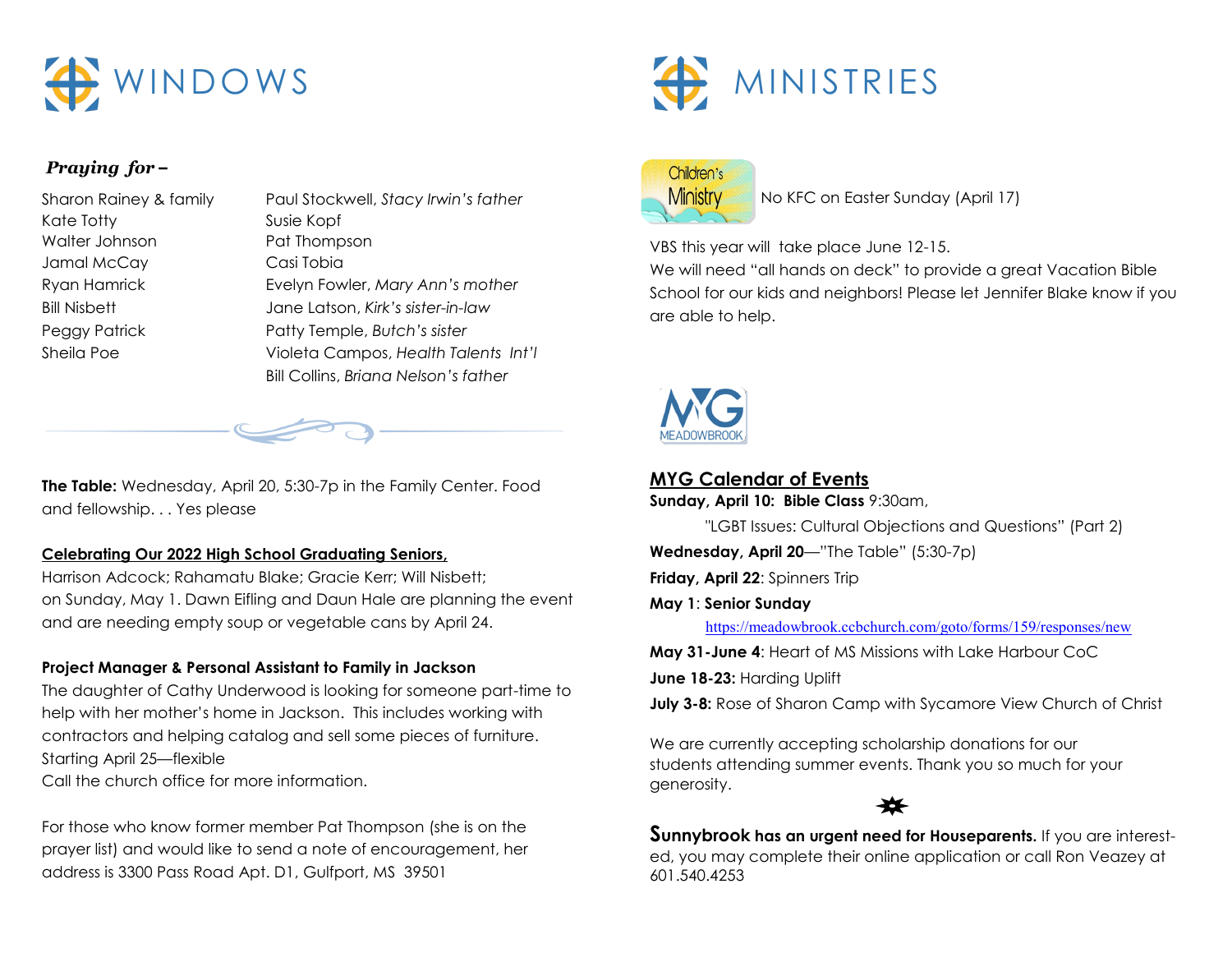# WINDOWS

### *Praying for –*

| | |
|---|---|
| Sharon Rainey & family | Paul Stockwell, *Stacy Irwin's father* |
| Kate Totty | Susie Kopf |
| Walter Johnson | Pat Thompson |
| Jamal McCay | Casi Tobia |
| Ryan Hamrick | Evelyn Fowler, *Mary Ann's mother* |
| Bill Nisbett | Jane Latson, *Kirk's sister-in-law* |
| Peggy Patrick | Patty Temple, *Butch's sister* |
| Sheila Poe | Violeta Campos, *Health Talents Int'l* |
| | Bill Collins, *Briana Nelson's father* |

**The Table:** Wednesday, April 20, 5:30-7p in the Family Center. Food and fellowship. . . Yes please

**Celebrating Our 2022 High School Graduating Seniors,**
Harrison Adcock; Rahamatu Blake; Gracie Kerr; Will Nisbett; on Sunday, May 1. Dawn Eifling and Daun Hale are planning the event and are needing empty soup or vegetable cans by April 24.

**Project Manager & Personal Assistant to Family in Jackson**
The daughter of Cathy Underwood is looking for someone part-time to help with her mother's home in Jackson. This includes working with contractors and helping catalog and sell some pieces of furniture.
Starting April 25—flexible
Call the church office for more information.

For those who know former member Pat Thompson (she is on the prayer list) and would like to send a note of encouragement, her address is 3300 Pass Road Apt. D1, Gulfport, MS 39501

# MINISTRIES

Children's Ministry

No KFC on Easter Sunday (April 17)

VBS this year will take place June 12-15.
We will need "all hands on deck" to provide a great Vacation Bible School for our kids and neighbors! Please let Jennifer Blake know if you are able to help.

MYG MEADOWBROOK

## MYG Calendar of Events

**Sunday, April 10: Bible Class** 9:30am,
"LGBT Issues: Cultural Objections and Questions" (Part 2)

**Wednesday, April 20**—"The Table" (5:30-7p)

**Friday, April 22**: Spinners Trip

**May 1**: **Senior Sunday**
https://meadowbrook.ccbchurch.com/goto/forms/159/responses/new

**May 31-June 4**: Heart of MS Missions with Lake Harbour CoC

**June 18-23:** Harding Uplift

**July 3-8:** Rose of Sharon Camp with Sycamore View Church of Christ

We are currently accepting scholarship donations for our students attending summer events. Thank you so much for your generosity.

**Sunnybrook has an urgent need for Houseparents.** If you are interested, you may complete their online application or call Ron Veazey at 601.540.4253